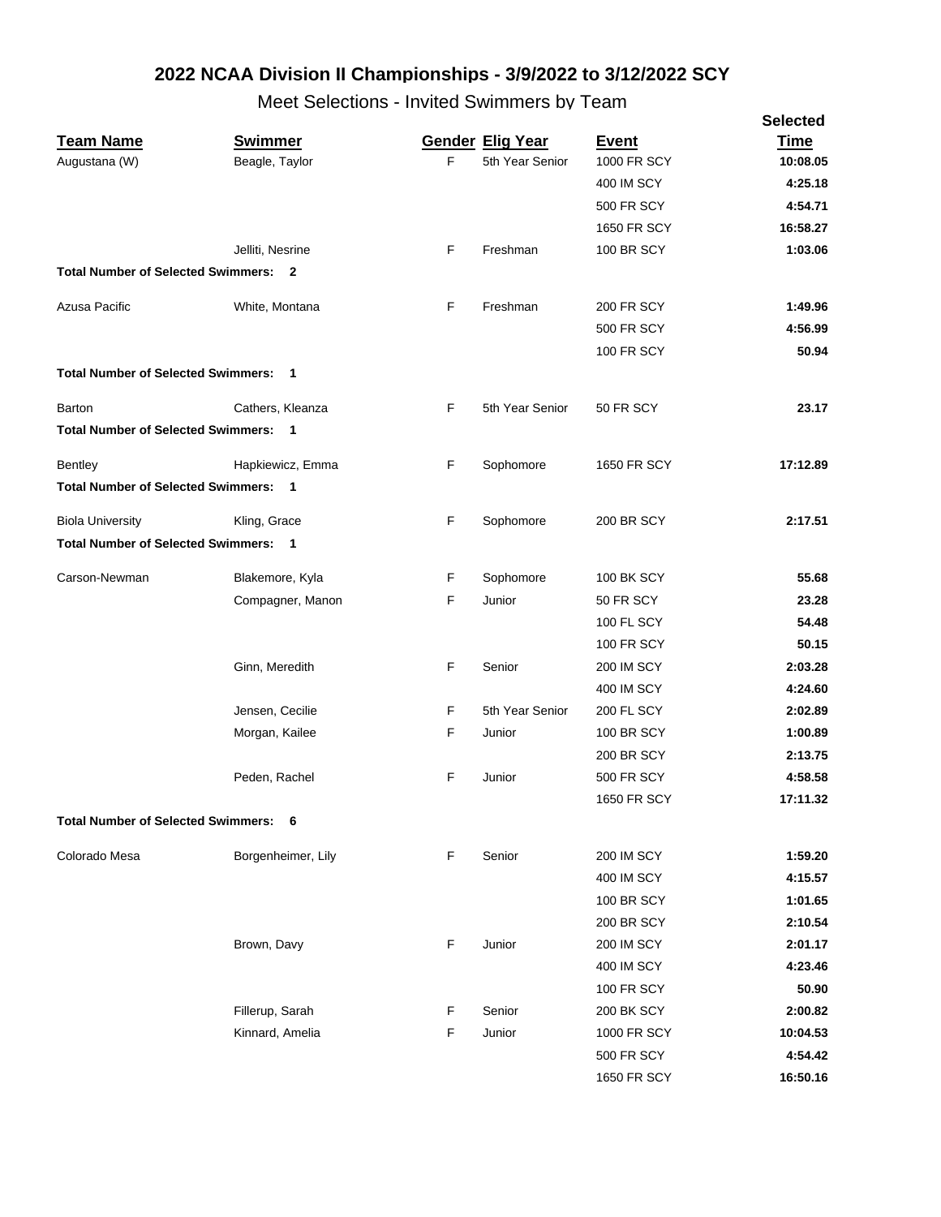## 2022 NCAA Division II Championships - 3/9/2022 to 3/12/2022 SCY

### Meet Selections - Invited Swimmers by Team

| Team Name | Swimmer | Gender | Elig Year | Event | Selected Time |
|---|---|---|---|---|---|
| Augustana (W) | Beagle, Taylor | F | 5th Year Senior | 1000 FR SCY | **10:08.05** |
| | | | | 400 IM SCY | **4:25.18** |
| | | | | 500 FR SCY | **4:54.71** |
| | | | | 1650 FR SCY | **16:58.27** |
| | Jelliti, Nesrine | F | Freshman | 100 BR SCY | **1:03.06** |
| **Total Number of Selected Swimmers: 2** | | | | | |
| Azusa Pacific | White, Montana | F | Freshman | 200 FR SCY | **1:49.96** |
| | | | | 500 FR SCY | **4:56.99** |
| | | | | 100 FR SCY | **50.94** |
| **Total Number of Selected Swimmers: 1** | | | | | |
| Barton | Cathers, Kleanza | F | 5th Year Senior | 50 FR SCY | **23.17** |
| **Total Number of Selected Swimmers: 1** | | | | | |
| Bentley | Hapkiewicz, Emma | F | Sophomore | 1650 FR SCY | **17:12.89** |
| **Total Number of Selected Swimmers: 1** | | | | | |
| Biola University | Kling, Grace | F | Sophomore | 200 BR SCY | **2:17.51** |
| **Total Number of Selected Swimmers: 1** | | | | | |
| Carson-Newman | Blakemore, Kyla | F | Sophomore | 100 BK SCY | **55.68** |
| | Compagner, Manon | F | Junior | 50 FR SCY | **23.28** |
| | | | | 100 FL SCY | **54.48** |
| | | | | 100 FR SCY | **50.15** |
| | Ginn, Meredith | F | Senior | 200 IM SCY | **2:03.28** |
| | | | | 400 IM SCY | **4:24.60** |
| | Jensen, Cecilie | F | 5th Year Senior | 200 FL SCY | **2:02.89** |
| | Morgan, Kailee | F | Junior | 100 BR SCY | **1:00.89** |
| | | | | 200 BR SCY | **2:13.75** |
| | Peden, Rachel | F | Junior | 500 FR SCY | **4:58.58** |
| | | | | 1650 FR SCY | **17:11.32** |
| **Total Number of Selected Swimmers: 6** | | | | | |
| Colorado Mesa | Borgenheimer, Lily | F | Senior | 200 IM SCY | **1:59.20** |
| | | | | 400 IM SCY | **4:15.57** |
| | | | | 100 BR SCY | **1:01.65** |
| | | | | 200 BR SCY | **2:10.54** |
| | Brown, Davy | F | Junior | 200 IM SCY | **2:01.17** |
| | | | | 400 IM SCY | **4:23.46** |
| | | | | 100 FR SCY | **50.90** |
| | Fillerup, Sarah | F | Senior | 200 BK SCY | **2:00.82** |
| | Kinnard, Amelia | F | Junior | 1000 FR SCY | **10:04.53** |
| | | | | 500 FR SCY | **4:54.42** |
| | | | | 1650 FR SCY | **16:50.16** |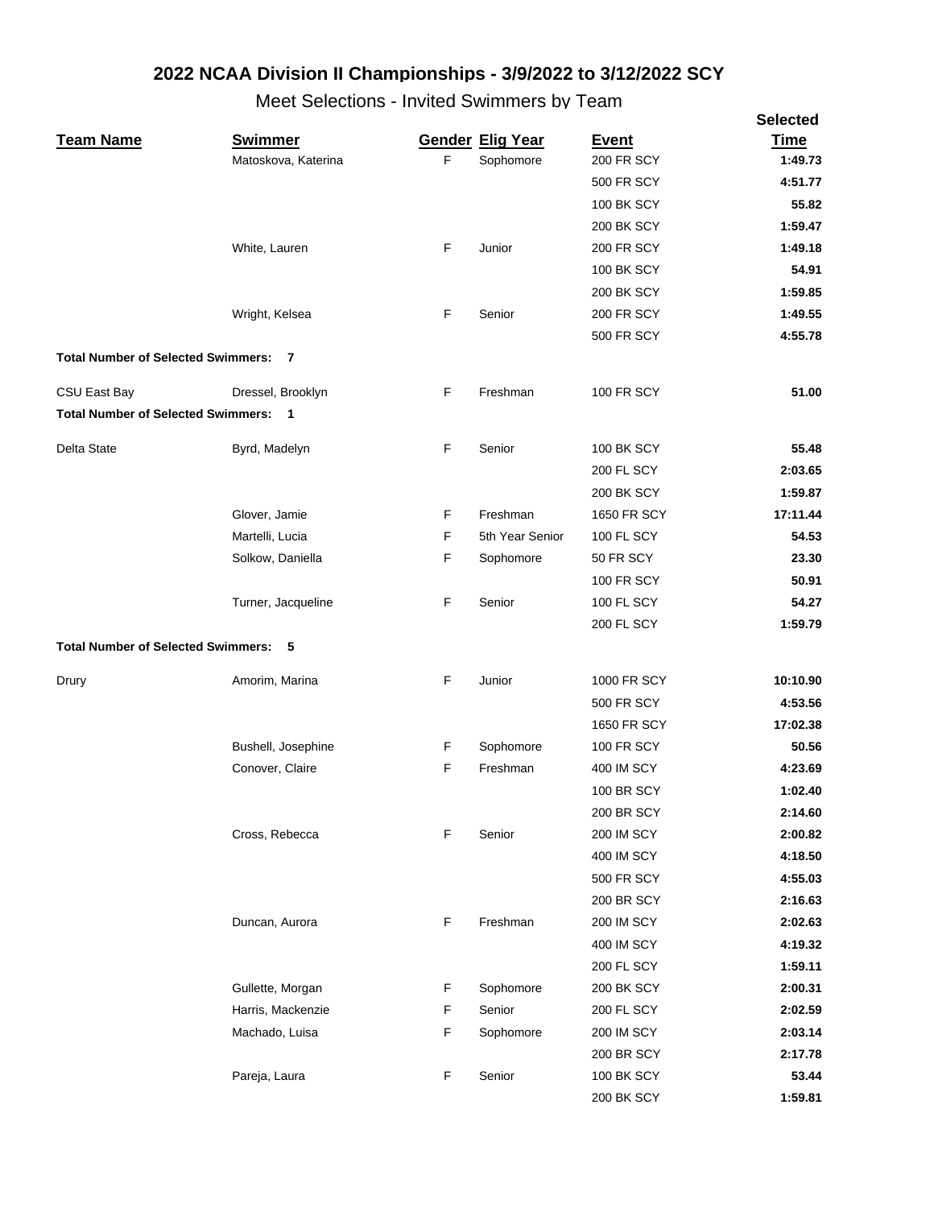# 2022 NCAA Division II Championships - 3/9/2022 to 3/12/2022 SCY

## Meet Selections - Invited Swimmers by Team

| Team Name | Swimmer | Gender | Elig Year | Event | Selected Time |
|---|---|---|---|---|---|
| | Matoskova, Katerina | F | Sophomore | 200 FR SCY | **1:49.73** |
| | | | | 500 FR SCY | **4:51.77** |
| | | | | 100 BK SCY | **55.82** |
| | | | | 200 BK SCY | **1:59.47** |
| | White, Lauren | F | Junior | 200 FR SCY | **1:49.18** |
| | | | | 100 BK SCY | **54.91** |
| | | | | 200 BK SCY | **1:59.85** |
| | Wright, Kelsea | F | Senior | 200 FR SCY | **1:49.55** |
| | | | | 500 FR SCY | **4:55.78** |
| **Total Number of Selected Swimmers: 7** | | | | | |
| CSU East Bay | Dressel, Brooklyn | F | Freshman | 100 FR SCY | **51.00** |
| **Total Number of Selected Swimmers: 1** | | | | | |
| Delta State | Byrd, Madelyn | F | Senior | 100 BK SCY | **55.48** |
| | | | | 200 FL SCY | **2:03.65** |
| | | | | 200 BK SCY | **1:59.87** |
| | Glover, Jamie | F | Freshman | 1650 FR SCY | **17:11.44** |
| | Martelli, Lucia | F | 5th Year Senior | 100 FL SCY | **54.53** |
| | Solkow, Daniella | F | Sophomore | 50 FR SCY | **23.30** |
| | | | | 100 FR SCY | **50.91** |
| | Turner, Jacqueline | F | Senior | 100 FL SCY | **54.27** |
| | | | | 200 FL SCY | **1:59.79** |
| **Total Number of Selected Swimmers: 5** | | | | | |
| Drury | Amorim, Marina | F | Junior | 1000 FR SCY | **10:10.90** |
| | | | | 500 FR SCY | **4:53.56** |
| | | | | 1650 FR SCY | **17:02.38** |
| | Bushell, Josephine | F | Sophomore | 100 FR SCY | **50.56** |
| | Conover, Claire | F | Freshman | 400 IM SCY | **4:23.69** |
| | | | | 100 BR SCY | **1:02.40** |
| | | | | 200 BR SCY | **2:14.60** |
| | Cross, Rebecca | F | Senior | 200 IM SCY | **2:00.82** |
| | | | | 400 IM SCY | **4:18.50** |
| | | | | 500 FR SCY | **4:55.03** |
| | | | | 200 BR SCY | **2:16.63** |
| | Duncan, Aurora | F | Freshman | 200 IM SCY | **2:02.63** |
| | | | | 400 IM SCY | **4:19.32** |
| | | | | 200 FL SCY | **1:59.11** |
| | Gullette, Morgan | F | Sophomore | 200 BK SCY | **2:00.31** |
| | Harris, Mackenzie | F | Senior | 200 FL SCY | **2:02.59** |
| | Machado, Luisa | F | Sophomore | 200 IM SCY | **2:03.14** |
| | | | | 200 BR SCY | **2:17.78** |
| | Pareja, Laura | F | Senior | 100 BK SCY | **53.44** |
| | | | | 200 BK SCY | **1:59.81** |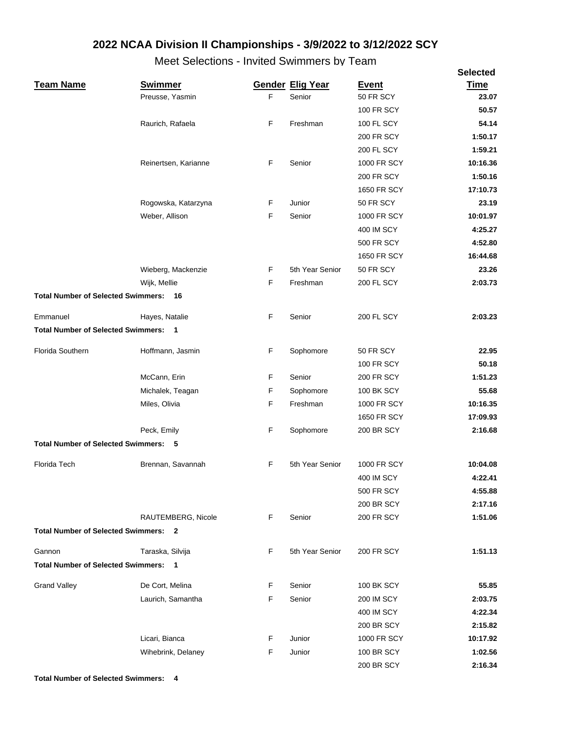## 2022 NCAA Division II Championships - 3/9/2022 to 3/12/2022 SCY

Meet Selections - Invited Swimmers by Team

| Team Name | Swimmer | Gender | Elig Year | Event | Selected Time |
|---|---|---|---|---|---|
| | Preusse, Yasmin | F | Senior | 50 FR SCY | **23.07** |
| | | | | 100 FR SCY | **50.57** |
| | Raurich, Rafaela | F | Freshman | 100 FL SCY | **54.14** |
| | | | | 200 FR SCY | **1:50.17** |
| | | | | 200 FL SCY | **1:59.21** |
| | Reinertsen, Karianne | F | Senior | 1000 FR SCY | **10:16.36** |
| | | | | 200 FR SCY | **1:50.16** |
| | | | | 1650 FR SCY | **17:10.73** |
| | Rogowska, Katarzyna | F | Junior | 50 FR SCY | **23.19** |
| | Weber, Allison | F | Senior | 1000 FR SCY | **10:01.97** |
| | | | | 400 IM SCY | **4:25.27** |
| | | | | 500 FR SCY | **4:52.80** |
| | | | | 1650 FR SCY | **16:44.68** |
| | Wieberg, Mackenzie | F | 5th Year Senior | 50 FR SCY | **23.26** |
| | Wijk, Mellie | F | Freshman | 200 FL SCY | **2:03.73** |
| **Total Number of Selected Swimmers: 16** | | | | | |
| Emmanuel | Hayes, Natalie | F | Senior | 200 FL SCY | **2:03.23** |
| **Total Number of Selected Swimmers: 1** | | | | | |
| Florida Southern | Hoffmann, Jasmin | F | Sophomore | 50 FR SCY | **22.95** |
| | | | | 100 FR SCY | **50.18** |
| | McCann, Erin | F | Senior | 200 FR SCY | **1:51.23** |
| | Michalek, Teagan | F | Sophomore | 100 BK SCY | **55.68** |
| | Miles, Olivia | F | Freshman | 1000 FR SCY | **10:16.35** |
| | | | | 1650 FR SCY | **17:09.93** |
| | Peck, Emily | F | Sophomore | 200 BR SCY | **2:16.68** |
| **Total Number of Selected Swimmers: 5** | | | | | |
| Florida Tech | Brennan, Savannah | F | 5th Year Senior | 1000 FR SCY | **10:04.08** |
| | | | | 400 IM SCY | **4:22.41** |
| | | | | 500 FR SCY | **4:55.88** |
| | | | | 200 BR SCY | **2:17.16** |
| | RAUTEMBERG, Nicole | F | Senior | 200 FR SCY | **1:51.06** |
| **Total Number of Selected Swimmers: 2** | | | | | |
| Gannon | Taraska, Silvija | F | 5th Year Senior | 200 FR SCY | **1:51.13** |
| **Total Number of Selected Swimmers: 1** | | | | | |
| Grand Valley | De Cort, Melina | F | Senior | 100 BK SCY | **55.85** |
| | Laurich, Samantha | F | Senior | 200 IM SCY | **2:03.75** |
| | | | | 400 IM SCY | **4:22.34** |
| | | | | 200 BR SCY | **2:15.82** |
| | Licari, Bianca | F | Junior | 1000 FR SCY | **10:17.92** |
| | Wihebrink, Delaney | F | Junior | 100 BR SCY | **1:02.56** |
| | | | | 200 BR SCY | **2:16.34** |
| **Total Number of Selected Swimmers: 4** | | | | | |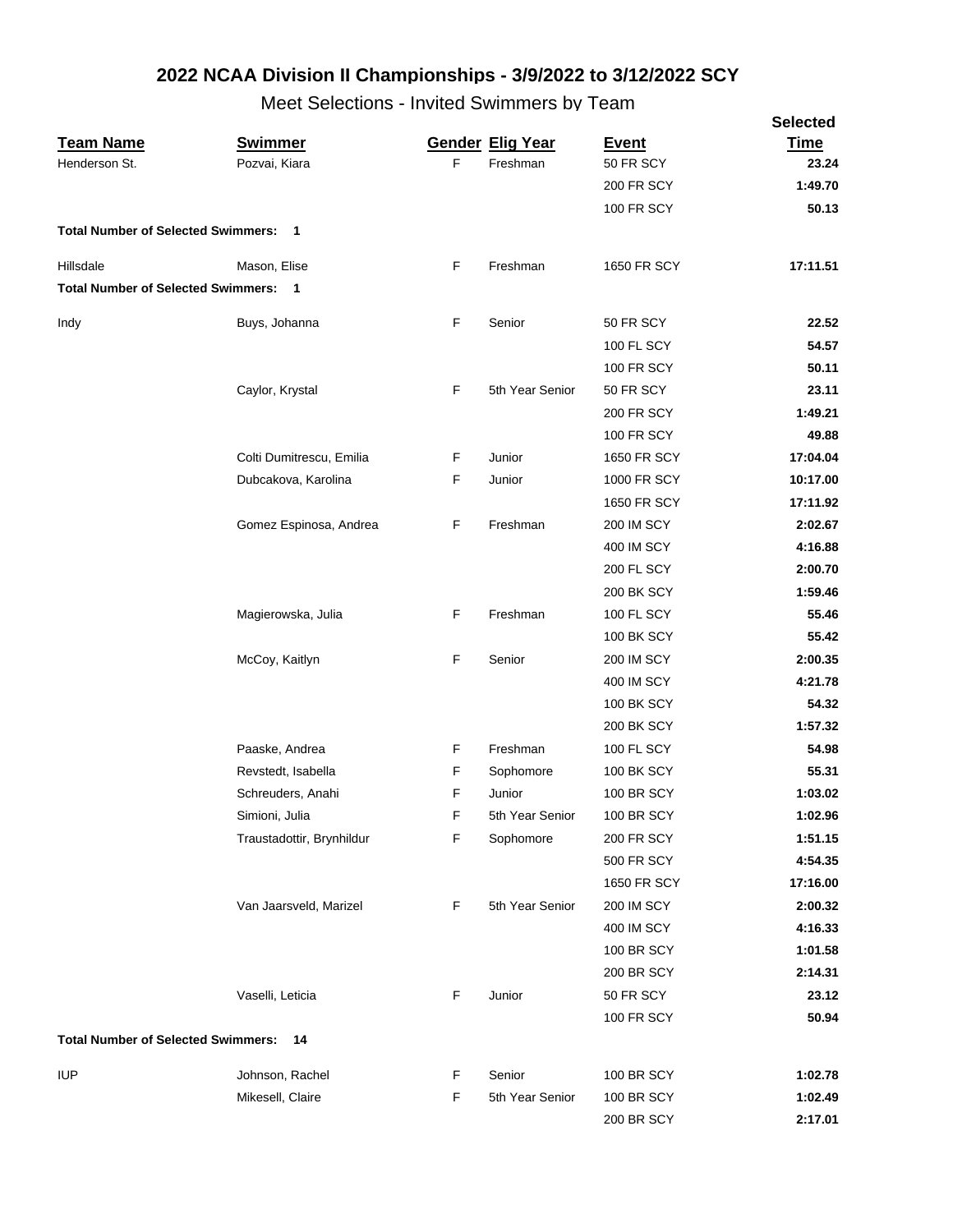# 2022 NCAA Division II Championships - 3/9/2022 to 3/12/2022 SCY

## Meet Selections - Invited Swimmers by Team

| Team Name | Swimmer | Gender | Elig Year | Event | Selected Time |
|---|---|---|---|---|---|
| Henderson St. | Pozvai, Kiara | F | Freshman | 50 FR SCY | **23.24** |
| | | | | 200 FR SCY | **1:49.70** |
| | | | | 100 FR SCY | **50.13** |
| **Total Number of Selected Swimmers: 1** | | | | | |
| Hillsdale | Mason, Elise | F | Freshman | 1650 FR SCY | **17:11.51** |
| **Total Number of Selected Swimmers: 1** | | | | | |
| Indy | Buys, Johanna | F | Senior | 50 FR SCY | **22.52** |
| | | | | 100 FL SCY | **54.57** |
| | | | | 100 FR SCY | **50.11** |
| | Caylor, Krystal | F | 5th Year Senior | 50 FR SCY | **23.11** |
| | | | | 200 FR SCY | **1:49.21** |
| | | | | 100 FR SCY | **49.88** |
| | Colti Dumitrescu, Emilia | F | Junior | 1650 FR SCY | **17:04.04** |
| | Dubcakova, Karolina | F | Junior | 1000 FR SCY | **10:17.00** |
| | | | | 1650 FR SCY | **17:11.92** |
| | Gomez Espinosa, Andrea | F | Freshman | 200 IM SCY | **2:02.67** |
| | | | | 400 IM SCY | **4:16.88** |
| | | | | 200 FL SCY | **2:00.70** |
| | | | | 200 BK SCY | **1:59.46** |
| | Magierowska, Julia | F | Freshman | 100 FL SCY | **55.46** |
| | | | | 100 BK SCY | **55.42** |
| | McCoy, Kaitlyn | F | Senior | 200 IM SCY | **2:00.35** |
| | | | | 400 IM SCY | **4:21.78** |
| | | | | 100 BK SCY | **54.32** |
| | | | | 200 BK SCY | **1:57.32** |
| | Paaske, Andrea | F | Freshman | 100 FL SCY | **54.98** |
| | Revstedt, Isabella | F | Sophomore | 100 BK SCY | **55.31** |
| | Schreuders, Anahi | F | Junior | 100 BR SCY | **1:03.02** |
| | Simioni, Julia | F | 5th Year Senior | 100 BR SCY | **1:02.96** |
| | Traustadottir, Brynhildur | F | Sophomore | 200 FR SCY | **1:51.15** |
| | | | | 500 FR SCY | **4:54.35** |
| | | | | 1650 FR SCY | **17:16.00** |
| | Van Jaarsveld, Marizel | F | 5th Year Senior | 200 IM SCY | **2:00.32** |
| | | | | 400 IM SCY | **4:16.33** |
| | | | | 100 BR SCY | **1:01.58** |
| | | | | 200 BR SCY | **2:14.31** |
| | Vaselli, Leticia | F | Junior | 50 FR SCY | **23.12** |
| | | | | 100 FR SCY | **50.94** |
| **Total Number of Selected Swimmers: 14** | | | | | |
| IUP | Johnson, Rachel | F | Senior | 100 BR SCY | **1:02.78** |
| | Mikesell, Claire | F | 5th Year Senior | 100 BR SCY | **1:02.49** |
| | | | | 200 BR SCY | **2:17.01** |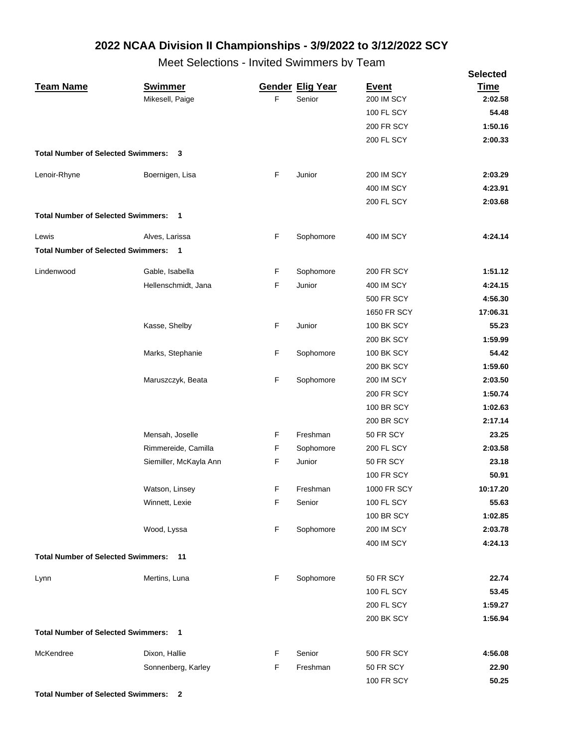## 2022 NCAA Division II Championships - 3/9/2022 to 3/12/2022 SCY

### Meet Selections - Invited Swimmers by Team

| Team Name | Swimmer | Gender | Elig Year | Event | Selected Time |
|---|---|---|---|---|---|
| | Mikesell, Paige | F | Senior | 200 IM SCY | **2:02.58** |
| | | | | 100 FL SCY | **54.48** |
| | | | | 200 FR SCY | **1:50.16** |
| | | | | 200 FL SCY | **2:00.33** |
| **Total Number of Selected Swimmers: 3** | | | | | |
| Lenoir-Rhyne | Boernigen, Lisa | F | Junior | 200 IM SCY | **2:03.29** |
| | | | | 400 IM SCY | **4:23.91** |
| | | | | 200 FL SCY | **2:03.68** |
| **Total Number of Selected Swimmers: 1** | | | | | |
| Lewis | Alves, Larissa | F | Sophomore | 400 IM SCY | **4:24.14** |
| **Total Number of Selected Swimmers: 1** | | | | | |
| Lindenwood | Gable, Isabella | F | Sophomore | 200 FR SCY | **1:51.12** |
| | Hellenschmidt, Jana | F | Junior | 400 IM SCY | **4:24.15** |
| | | | | 500 FR SCY | **4:56.30** |
| | | | | 1650 FR SCY | **17:06.31** |
| | Kasse, Shelby | F | Junior | 100 BK SCY | **55.23** |
| | | | | 200 BK SCY | **1:59.99** |
| | Marks, Stephanie | F | Sophomore | 100 BK SCY | **54.42** |
| | | | | 200 BK SCY | **1:59.60** |
| | Maruszczyk, Beata | F | Sophomore | 200 IM SCY | **2:03.50** |
| | | | | 200 FR SCY | **1:50.74** |
| | | | | 100 BR SCY | **1:02.63** |
| | | | | 200 BR SCY | **2:17.14** |
| | Mensah, Joselle | F | Freshman | 50 FR SCY | **23.25** |
| | Rimmereide, Camilla | F | Sophomore | 200 FL SCY | **2:03.58** |
| | Siemiller, McKayla Ann | F | Junior | 50 FR SCY | **23.18** |
| | | | | 100 FR SCY | **50.91** |
| | Watson, Linsey | F | Freshman | 1000 FR SCY | **10:17.20** |
| | Winnett, Lexie | F | Senior | 100 FL SCY | **55.63** |
| | | | | 100 BR SCY | **1:02.85** |
| | Wood, Lyssa | F | Sophomore | 200 IM SCY | **2:03.78** |
| | | | | 400 IM SCY | **4:24.13** |
| **Total Number of Selected Swimmers: 11** | | | | | |
| Lynn | Mertins, Luna | F | Sophomore | 50 FR SCY | **22.74** |
| | | | | 100 FL SCY | **53.45** |
| | | | | 200 FL SCY | **1:59.27** |
| | | | | 200 BK SCY | **1:56.94** |
| **Total Number of Selected Swimmers: 1** | | | | | |
| McKendree | Dixon, Hallie | F | Senior | 500 FR SCY | **4:56.08** |
| | Sonnenberg, Karley | F | Freshman | 50 FR SCY | **22.90** |
| | | | | 100 FR SCY | **50.25** |
| **Total Number of Selected Swimmers: 2** | | | | | |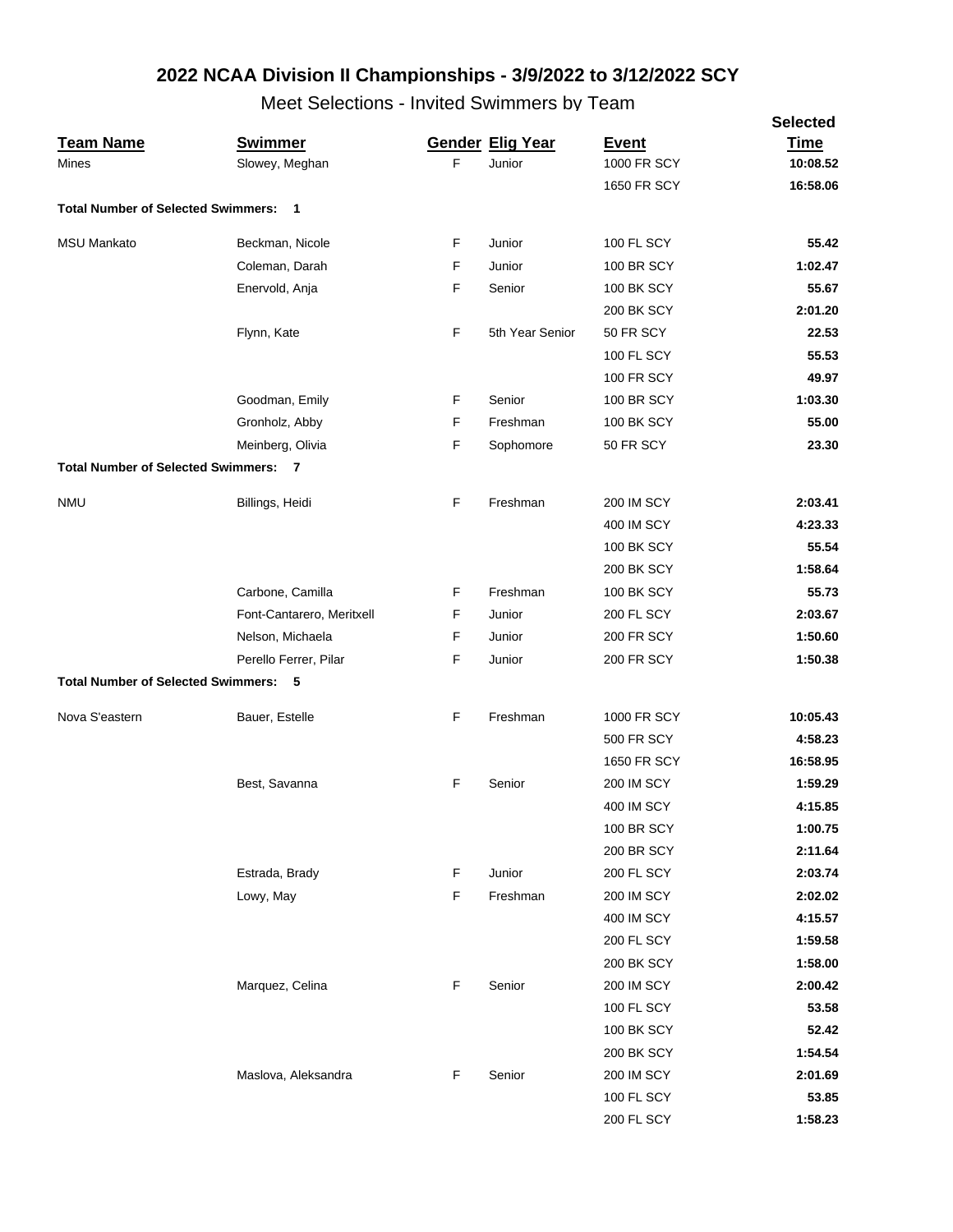# 2022 NCAA Division II Championships - 3/9/2022 to 3/12/2022 SCY

## Meet Selections - Invited Swimmers by Team

| Team Name | Swimmer | Gender | Elig Year | Event | Selected Time |
|---|---|---|---|---|---|
| Mines | Slowey, Meghan | F | Junior | 1000 FR SCY | 10:08.52 |
| | | | | 1650 FR SCY | 16:58.06 |
| **Total Number of Selected Swimmers: 1** | | | | | |
| MSU Mankato | Beckman, Nicole | F | Junior | 100 FL SCY | 55.42 |
| | Coleman, Darah | F | Junior | 100 BR SCY | 1:02.47 |
| | Enervold, Anja | F | Senior | 100 BK SCY | 55.67 |
| | | | | 200 BK SCY | 2:01.20 |
| | Flynn, Kate | F | 5th Year Senior | 50 FR SCY | 22.53 |
| | | | | 100 FL SCY | 55.53 |
| | | | | 100 FR SCY | 49.97 |
| | Goodman, Emily | F | Senior | 100 BR SCY | 1:03.30 |
| | Gronholz, Abby | F | Freshman | 100 BK SCY | 55.00 |
| | Meinberg, Olivia | F | Sophomore | 50 FR SCY | 23.30 |
| **Total Number of Selected Swimmers: 7** | | | | | |
| NMU | Billings, Heidi | F | Freshman | 200 IM SCY | 2:03.41 |
| | | | | 400 IM SCY | 4:23.33 |
| | | | | 100 BK SCY | 55.54 |
| | | | | 200 BK SCY | 1:58.64 |
| | Carbone, Camilla | F | Freshman | 100 BK SCY | 55.73 |
| | Font-Cantarero, Meritxell | F | Junior | 200 FL SCY | 2:03.67 |
| | Nelson, Michaela | F | Junior | 200 FR SCY | 1:50.60 |
| | Perello Ferrer, Pilar | F | Junior | 200 FR SCY | 1:50.38 |
| **Total Number of Selected Swimmers: 5** | | | | | |
| Nova S'eastern | Bauer, Estelle | F | Freshman | 1000 FR SCY | 10:05.43 |
| | | | | 500 FR SCY | 4:58.23 |
| | | | | 1650 FR SCY | 16:58.95 |
| | Best, Savanna | F | Senior | 200 IM SCY | 1:59.29 |
| | | | | 400 IM SCY | 4:15.85 |
| | | | | 100 BR SCY | 1:00.75 |
| | | | | 200 BR SCY | 2:11.64 |
| | Estrada, Brady | F | Junior | 200 FL SCY | 2:03.74 |
| | Lowy, May | F | Freshman | 200 IM SCY | 2:02.02 |
| | | | | 400 IM SCY | 4:15.57 |
| | | | | 200 FL SCY | 1:59.58 |
| | | | | 200 BK SCY | 1:58.00 |
| | Marquez, Celina | F | Senior | 200 IM SCY | 2:00.42 |
| | | | | 100 FL SCY | 53.58 |
| | | | | 100 BK SCY | 52.42 |
| | | | | 200 BK SCY | 1:54.54 |
| | Maslova, Aleksandra | F | Senior | 200 IM SCY | 2:01.69 |
| | | | | 100 FL SCY | 53.85 |
| | | | | 200 FL SCY | 1:58.23 |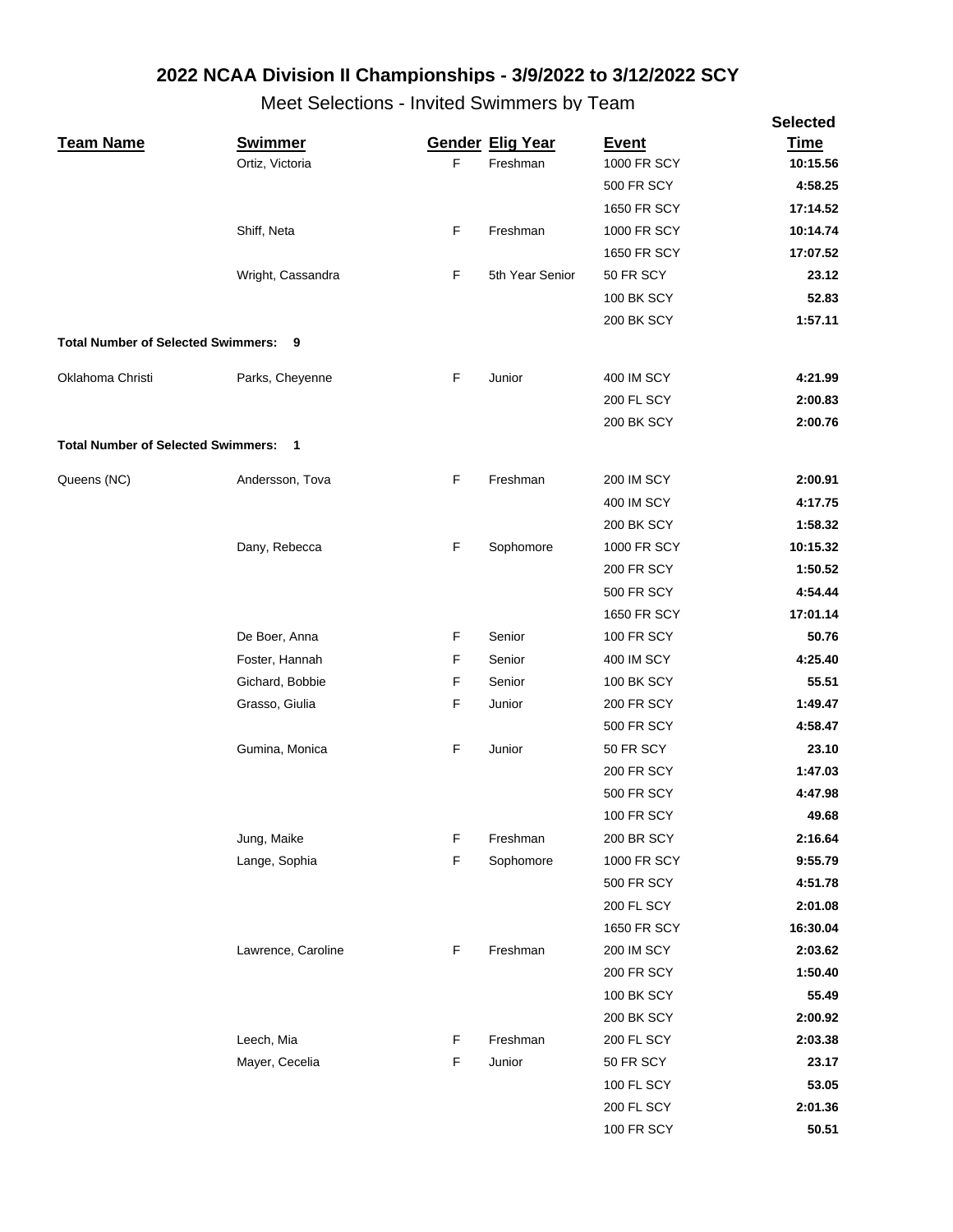# 2022 NCAA Division II Championships - 3/9/2022 to 3/12/2022 SCY

## Meet Selections - Invited Swimmers by Team

| Team Name | Swimmer | Gender | Elig Year | Event | Selected Time |
|---|---|---|---|---|---|
| | Ortiz, Victoria | F | Freshman | 1000 FR SCY | **10:15.56** |
| | | | | 500 FR SCY | **4:58.25** |
| | | | | 1650 FR SCY | **17:14.52** |
| | Shiff, Neta | F | Freshman | 1000 FR SCY | **10:14.74** |
| | | | | 1650 FR SCY | **17:07.52** |
| | Wright, Cassandra | F | 5th Year Senior | 50 FR SCY | **23.12** |
| | | | | 100 BK SCY | **52.83** |
| | | | | 200 BK SCY | **1:57.11** |
| **Total Number of Selected Swimmers: 9** | | | | | |
| Oklahoma Christi | Parks, Cheyenne | F | Junior | 400 IM SCY | **4:21.99** |
| | | | | 200 FL SCY | **2:00.83** |
| | | | | 200 BK SCY | **2:00.76** |
| **Total Number of Selected Swimmers: 1** | | | | | |
| Queens (NC) | Andersson, Tova | F | Freshman | 200 IM SCY | **2:00.91** |
| | | | | 400 IM SCY | **4:17.75** |
| | | | | 200 BK SCY | **1:58.32** |
| | Dany, Rebecca | F | Sophomore | 1000 FR SCY | **10:15.32** |
| | | | | 200 FR SCY | **1:50.52** |
| | | | | 500 FR SCY | **4:54.44** |
| | | | | 1650 FR SCY | **17:01.14** |
| | De Boer, Anna | F | Senior | 100 FR SCY | **50.76** |
| | Foster, Hannah | F | Senior | 400 IM SCY | **4:25.40** |
| | Gichard, Bobbie | F | Senior | 100 BK SCY | **55.51** |
| | Grasso, Giulia | F | Junior | 200 FR SCY | **1:49.47** |
| | | | | 500 FR SCY | **4:58.47** |
| | Gumina, Monica | F | Junior | 50 FR SCY | **23.10** |
| | | | | 200 FR SCY | **1:47.03** |
| | | | | 500 FR SCY | **4:47.98** |
| | | | | 100 FR SCY | **49.68** |
| | Jung, Maike | F | Freshman | 200 BR SCY | **2:16.64** |
| | Lange, Sophia | F | Sophomore | 1000 FR SCY | **9:55.79** |
| | | | | 500 FR SCY | **4:51.78** |
| | | | | 200 FL SCY | **2:01.08** |
| | | | | 1650 FR SCY | **16:30.04** |
| | Lawrence, Caroline | F | Freshman | 200 IM SCY | **2:03.62** |
| | | | | 200 FR SCY | **1:50.40** |
| | | | | 100 BK SCY | **55.49** |
| | | | | 200 BK SCY | **2:00.92** |
| | Leech, Mia | F | Freshman | 200 FL SCY | **2:03.38** |
| | Mayer, Cecelia | F | Junior | 50 FR SCY | **23.17** |
| | | | | 100 FL SCY | **53.05** |
| | | | | 200 FL SCY | **2:01.36** |
| | | | | 100 FR SCY | **50.51** |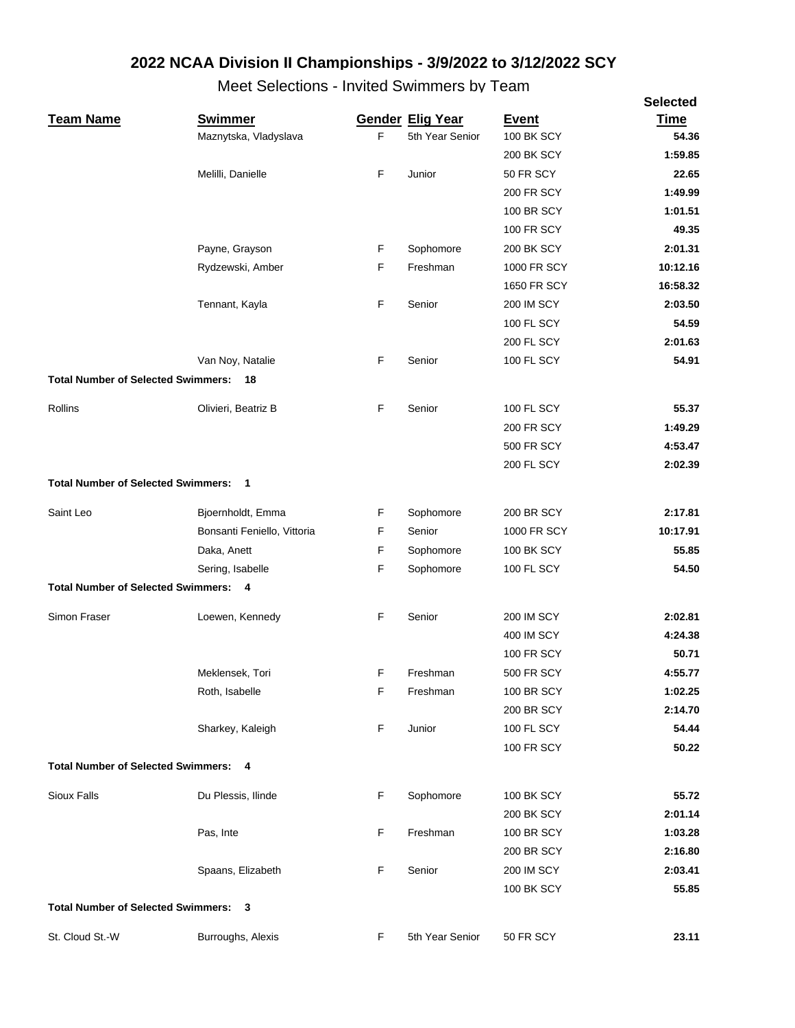# 2022 NCAA Division II Championships - 3/9/2022 to 3/12/2022 SCY

## Meet Selections - Invited Swimmers by Team

| Team Name | Swimmer | Gender | Elig Year | Event | Selected Time |
|---|---|---|---|---|---|
| | Maznytska, Vladyslava | F | 5th Year Senior | 100 BK SCY | **54.36** |
| | | | | 200 BK SCY | **1:59.85** |
| | Melilli, Danielle | F | Junior | 50 FR SCY | **22.65** |
| | | | | 200 FR SCY | **1:49.99** |
| | | | | 100 BR SCY | **1:01.51** |
| | | | | 100 FR SCY | **49.35** |
| | Payne, Grayson | F | Sophomore | 200 BK SCY | **2:01.31** |
| | Rydzewski, Amber | F | Freshman | 1000 FR SCY | **10:12.16** |
| | | | | 1650 FR SCY | **16:58.32** |
| | Tennant, Kayla | F | Senior | 200 IM SCY | **2:03.50** |
| | | | | 100 FL SCY | **54.59** |
| | | | | 200 FL SCY | **2:01.63** |
| | Van Noy, Natalie | F | Senior | 100 FL SCY | **54.91** |
| **Total Number of Selected Swimmers: 18** | | | | | |
| Rollins | Olivieri, Beatriz B | F | Senior | 100 FL SCY | **55.37** |
| | | | | 200 FR SCY | **1:49.29** |
| | | | | 500 FR SCY | **4:53.47** |
| | | | | 200 FL SCY | **2:02.39** |
| **Total Number of Selected Swimmers: 1** | | | | | |
| Saint Leo | Bjoernholdt, Emma | F | Sophomore | 200 BR SCY | **2:17.81** |
| | Bonsanti Feniello, Vittoria | F | Senior | 1000 FR SCY | **10:17.91** |
| | Daka, Anett | F | Sophomore | 100 BK SCY | **55.85** |
| | Sering, Isabelle | F | Sophomore | 100 FL SCY | **54.50** |
| **Total Number of Selected Swimmers: 4** | | | | | |
| Simon Fraser | Loewen, Kennedy | F | Senior | 200 IM SCY | **2:02.81** |
| | | | | 400 IM SCY | **4:24.38** |
| | | | | 100 FR SCY | **50.71** |
| | Meklensek, Tori | F | Freshman | 500 FR SCY | **4:55.77** |
| | Roth, Isabelle | F | Freshman | 100 BR SCY | **1:02.25** |
| | | | | 200 BR SCY | **2:14.70** |
| | Sharkey, Kaleigh | F | Junior | 100 FL SCY | **54.44** |
| | | | | 100 FR SCY | **50.22** |
| **Total Number of Selected Swimmers: 4** | | | | | |
| Sioux Falls | Du Plessis, Ilinde | F | Sophomore | 100 BK SCY | **55.72** |
| | | | | 200 BK SCY | **2:01.14** |
| | Pas, Inte | F | Freshman | 100 BR SCY | **1:03.28** |
| | | | | 200 BR SCY | **2:16.80** |
| | Spaans, Elizabeth | F | Senior | 200 IM SCY | **2:03.41** |
| | | | | 100 BK SCY | **55.85** |
| **Total Number of Selected Swimmers: 3** | | | | | |
| St. Cloud St.-W | Burroughs, Alexis | F | 5th Year Senior | 50 FR SCY | **23.11** |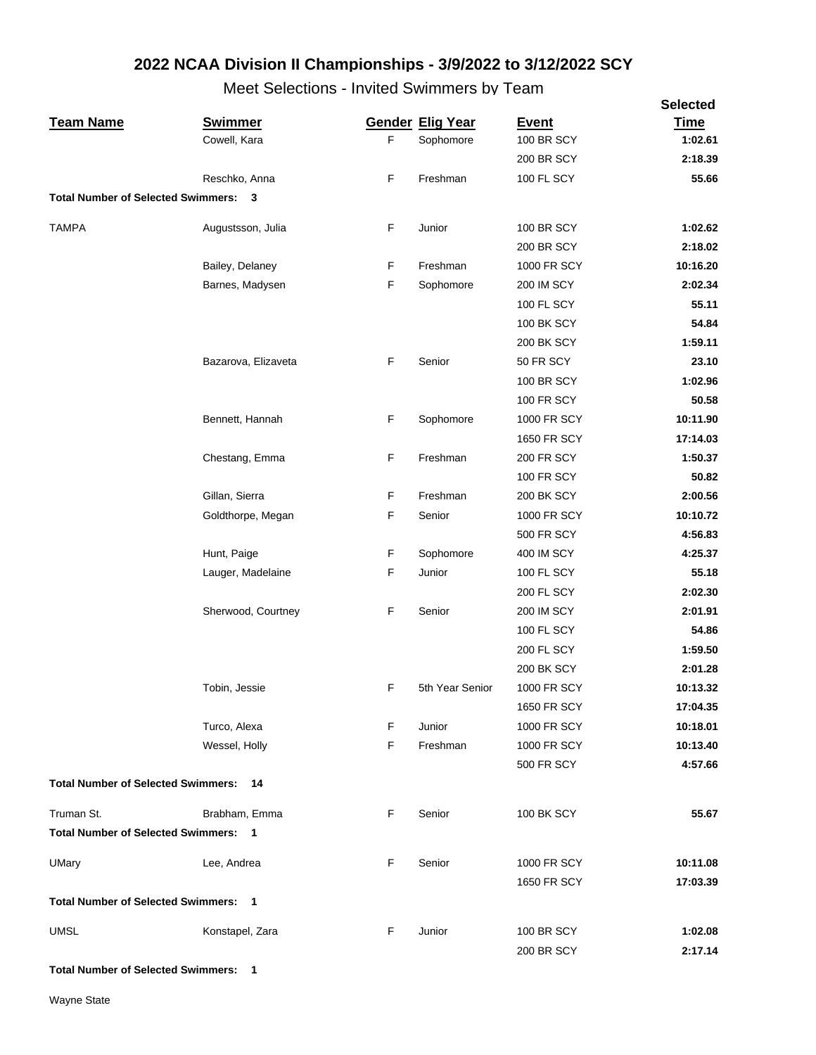# 2022 NCAA Division II Championships - 3/9/2022 to 3/12/2022 SCY

## Meet Selections - Invited Swimmers by Team

| Team Name | Swimmer | Gender | Elig Year | Event | Selected Time |
|---|---|---|---|---|---|
| | Cowell, Kara | F | Sophomore | 100 BR SCY | **1:02.61** |
| | | | | 200 BR SCY | **2:18.39** |
| | Reschko, Anna | F | Freshman | 100 FL SCY | **55.66** |
| **Total Number of Selected Swimmers: 3** | | | | | |
| TAMPA | Augustsson, Julia | F | Junior | 100 BR SCY | **1:02.62** |
| | | | | 200 BR SCY | **2:18.02** |
| | Bailey, Delaney | F | Freshman | 1000 FR SCY | **10:16.20** |
| | Barnes, Madysen | F | Sophomore | 200 IM SCY | **2:02.34** |
| | | | | 100 FL SCY | **55.11** |
| | | | | 100 BK SCY | **54.84** |
| | | | | 200 BK SCY | **1:59.11** |
| | Bazarova, Elizaveta | F | Senior | 50 FR SCY | **23.10** |
| | | | | 100 BR SCY | **1:02.96** |
| | | | | 100 FR SCY | **50.58** |
| | Bennett, Hannah | F | Sophomore | 1000 FR SCY | **10:11.90** |
| | | | | 1650 FR SCY | **17:14.03** |
| | Chestang, Emma | F | Freshman | 200 FR SCY | **1:50.37** |
| | | | | 100 FR SCY | **50.82** |
| | Gillan, Sierra | F | Freshman | 200 BK SCY | **2:00.56** |
| | Goldthorpe, Megan | F | Senior | 1000 FR SCY | **10:10.72** |
| | | | | 500 FR SCY | **4:56.83** |
| | Hunt, Paige | F | Sophomore | 400 IM SCY | **4:25.37** |
| | Lauger, Madelaine | F | Junior | 100 FL SCY | **55.18** |
| | | | | 200 FL SCY | **2:02.30** |
| | Sherwood, Courtney | F | Senior | 200 IM SCY | **2:01.91** |
| | | | | 100 FL SCY | **54.86** |
| | | | | 200 FL SCY | **1:59.50** |
| | | | | 200 BK SCY | **2:01.28** |
| | Tobin, Jessie | F | 5th Year Senior | 1000 FR SCY | **10:13.32** |
| | | | | 1650 FR SCY | **17:04.35** |
| | Turco, Alexa | F | Junior | 1000 FR SCY | **10:18.01** |
| | Wessel, Holly | F | Freshman | 1000 FR SCY | **10:13.40** |
| | | | | 500 FR SCY | **4:57.66** |
| **Total Number of Selected Swimmers: 14** | | | | | |
| Truman St. | Brabham, Emma | F | Senior | 100 BK SCY | **55.67** |
| **Total Number of Selected Swimmers: 1** | | | | | |
| UMary | Lee, Andrea | F | Senior | 1000 FR SCY | **10:11.08** |
| | | | | 1650 FR SCY | **17:03.39** |
| **Total Number of Selected Swimmers: 1** | | | | | |
| UMSL | Konstapel, Zara | F | Junior | 100 BR SCY | **1:02.08** |
| | | | | 200 BR SCY | **2:17.14** |
| **Total Number of Selected Swimmers: 1** | | | | | |
| Wayne State | | | | | |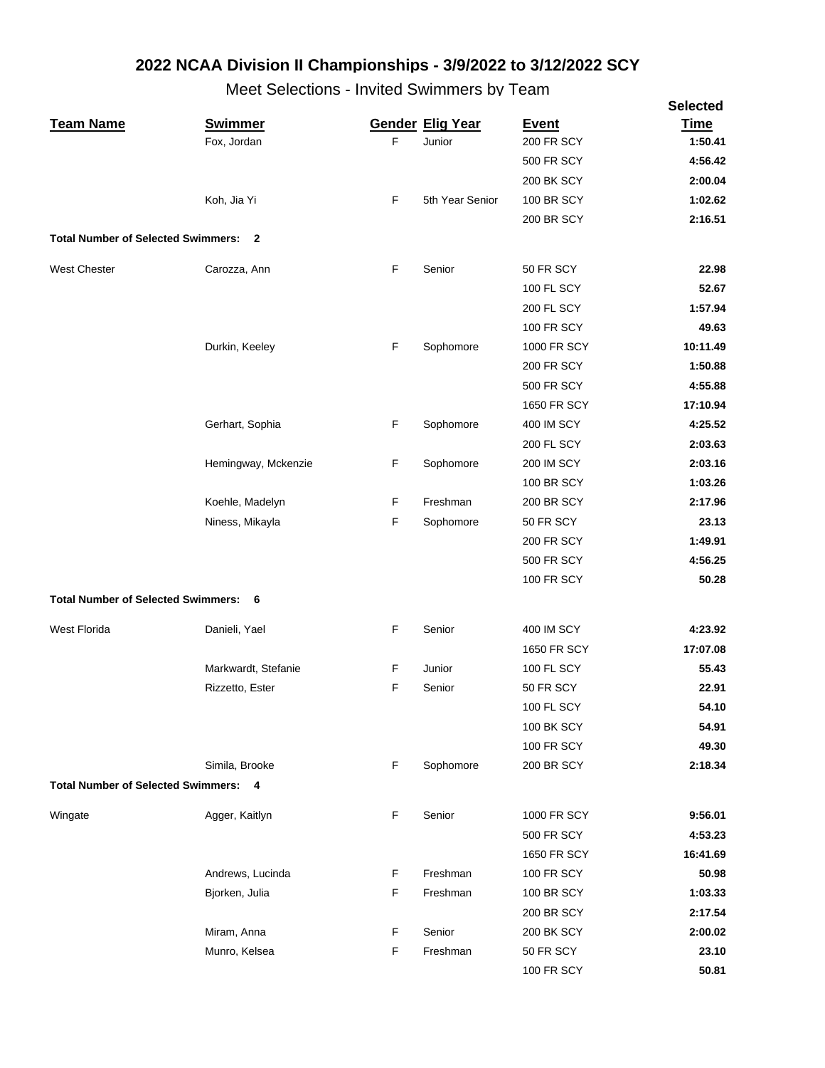## 2022 NCAA Division II Championships - 3/9/2022 to 3/12/2022 SCY

Meet Selections - Invited Swimmers by Team

| Team Name | Swimmer | Gender | Elig Year | Event | Selected Time |
|---|---|---|---|---|---|
| | Fox, Jordan | F | Junior | 200 FR SCY | **1:50.41** |
| | | | | 500 FR SCY | **4:56.42** |
| | | | | 200 BK SCY | **2:00.04** |
| | Koh, Jia Yi | F | 5th Year Senior | 100 BR SCY | **1:02.62** |
| | | | | 200 BR SCY | **2:16.51** |
| **Total Number of Selected Swimmers: 2** | | | | | |
| West Chester | Carozza, Ann | F | Senior | 50 FR SCY | **22.98** |
| | | | | 100 FL SCY | **52.67** |
| | | | | 200 FL SCY | **1:57.94** |
| | | | | 100 FR SCY | **49.63** |
| | Durkin, Keeley | F | Sophomore | 1000 FR SCY | **10:11.49** |
| | | | | 200 FR SCY | **1:50.88** |
| | | | | 500 FR SCY | **4:55.88** |
| | | | | 1650 FR SCY | **17:10.94** |
| | Gerhart, Sophia | F | Sophomore | 400 IM SCY | **4:25.52** |
| | | | | 200 FL SCY | **2:03.63** |
| | Hemingway, Mckenzie | F | Sophomore | 200 IM SCY | **2:03.16** |
| | | | | 100 BR SCY | **1:03.26** |
| | Koehle, Madelyn | F | Freshman | 200 BR SCY | **2:17.96** |
| | Niness, Mikayla | F | Sophomore | 50 FR SCY | **23.13** |
| | | | | 200 FR SCY | **1:49.91** |
| | | | | 500 FR SCY | **4:56.25** |
| | | | | 100 FR SCY | **50.28** |
| **Total Number of Selected Swimmers: 6** | | | | | |
| West Florida | Danieli, Yael | F | Senior | 400 IM SCY | **4:23.92** |
| | | | | 1650 FR SCY | **17:07.08** |
| | Markwardt, Stefanie | F | Junior | 100 FL SCY | **55.43** |
| | Rizzetto, Ester | F | Senior | 50 FR SCY | **22.91** |
| | | | | 100 FL SCY | **54.10** |
| | | | | 100 BK SCY | **54.91** |
| | | | | 100 FR SCY | **49.30** |
| | Simila, Brooke | F | Sophomore | 200 BR SCY | **2:18.34** |
| **Total Number of Selected Swimmers: 4** | | | | | |
| Wingate | Agger, Kaitlyn | F | Senior | 1000 FR SCY | **9:56.01** |
| | | | | 500 FR SCY | **4:53.23** |
| | | | | 1650 FR SCY | **16:41.69** |
| | Andrews, Lucinda | F | Freshman | 100 FR SCY | **50.98** |
| | Bjorken, Julia | F | Freshman | 100 BR SCY | **1:03.33** |
| | | | | 200 BR SCY | **2:17.54** |
| | Miram, Anna | F | Senior | 200 BK SCY | **2:00.02** |
| | Munro, Kelsea | F | Freshman | 50 FR SCY | **23.10** |
| | | | | 100 FR SCY | **50.81** |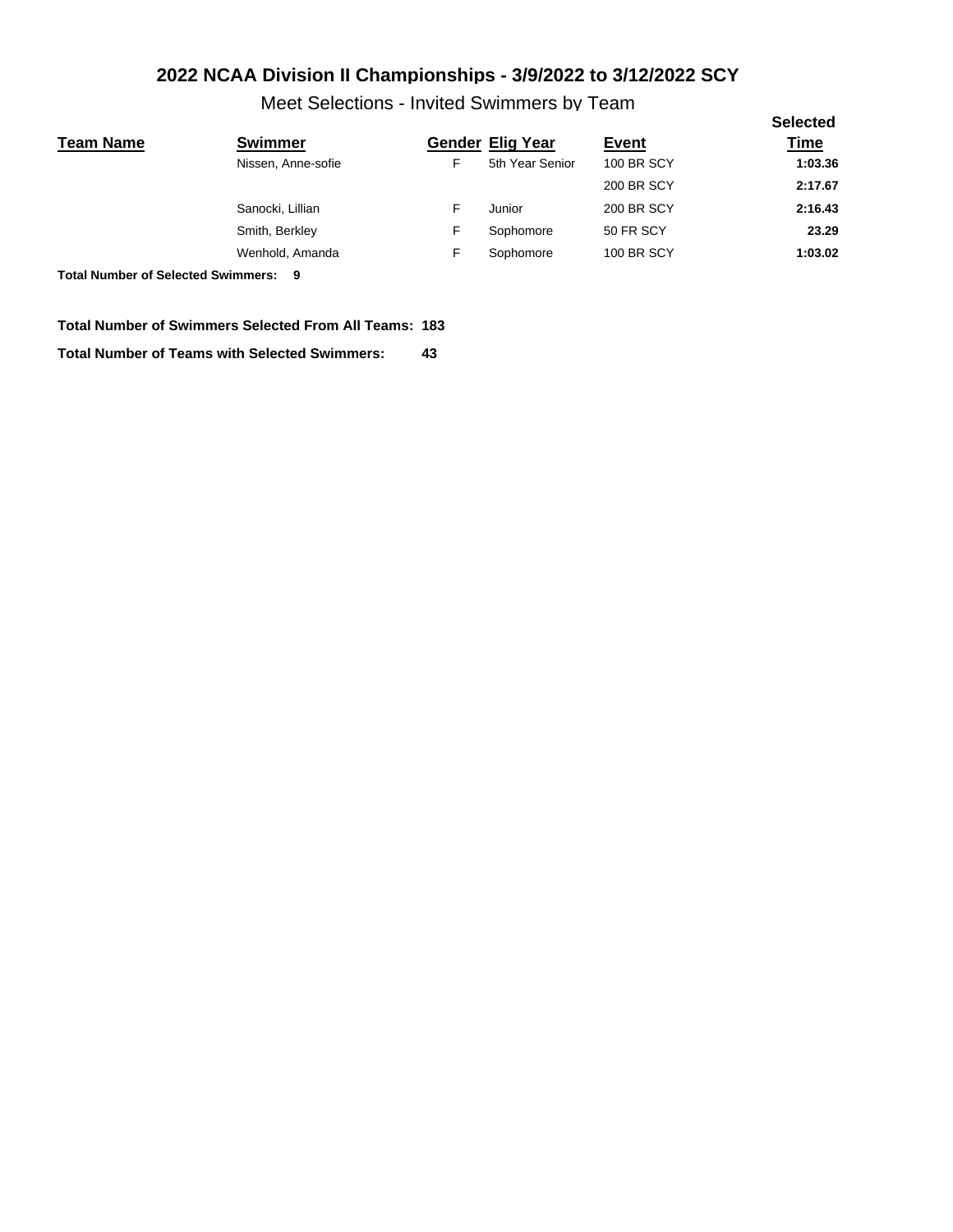## 2022 NCAA Division II Championships - 3/9/2022 to 3/12/2022 SCY

Meet Selections - Invited Swimmers by Team

| Team Name | Swimmer | Gender | Elig Year | Event | Selected Time |
|---|---|---|---|---|---|
| | Nissen, Anne-sofie | F | 5th Year Senior | 100 BR SCY | **1:03.36** |
| | | | | 200 BR SCY | **2:17.67** |
| | Sanocki, Lillian | F | Junior | 200 BR SCY | **2:16.43** |
| | Smith, Berkley | F | Sophomore | 50 FR SCY | **23.29** |
| | Wenhold, Amanda | F | Sophomore | 100 BR SCY | **1:03.02** |

**Total Number of Selected Swimmers: 9**

**Total Number of Swimmers Selected From All Teams: 183**

**Total Number of Teams with Selected Swimmers: 43**